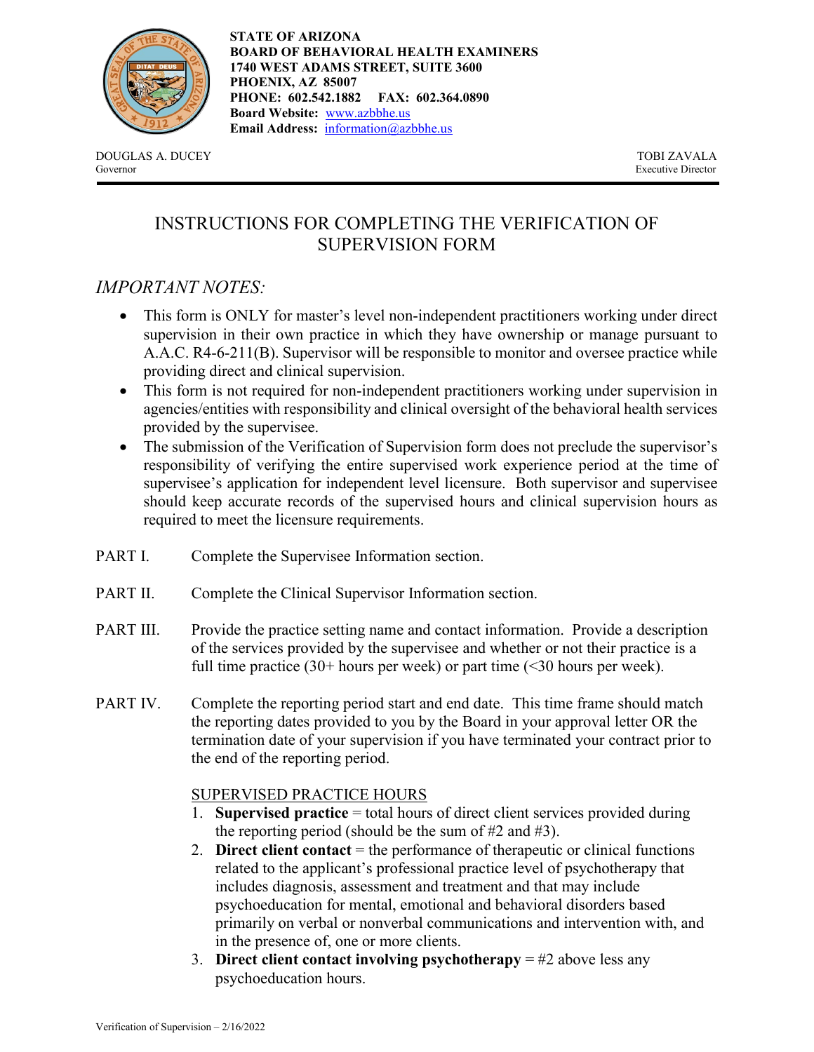**STATE OF ARIZONA**
**BOARD OF BEHAVIORAL HEALTH EXAMINERS**
**1740 WEST ADAMS STREET, SUITE 3600**
**PHOENIX, AZ 85007**
**PHONE: 602.542.1882 FAX: 602.364.0890**
**Board Website:** www.azbbhe.us
**Email Address:** information@azbbhe.us

DOUGLAS A. DUCEY
Governor

TOBI ZAVALA
Executive Director

# INSTRUCTIONS FOR COMPLETING THE VERIFICATION OF SUPERVISION FORM

## *IMPORTANT NOTES:*

- This form is ONLY for master's level non-independent practitioners working under direct supervision in their own practice in which they have ownership or manage pursuant to A.A.C. R4-6-211(B). Supervisor will be responsible to monitor and oversee practice while providing direct and clinical supervision.
- This form is not required for non-independent practitioners working under supervision in agencies/entities with responsibility and clinical oversight of the behavioral health services provided by the supervisee.
- The submission of the Verification of Supervision form does not preclude the supervisor's responsibility of verifying the entire supervised work experience period at the time of supervisee's application for independent level licensure. Both supervisor and supervisee should keep accurate records of the supervised hours and clinical supervision hours as required to meet the licensure requirements.

PART I. Complete the Supervisee Information section.

PART II. Complete the Clinical Supervisor Information section.

PART III. Provide the practice setting name and contact information. Provide a description of the services provided by the supervisee and whether or not their practice is a full time practice (30+ hours per week) or part time (<30 hours per week).

PART IV. Complete the reporting period start and end date. This time frame should match the reporting dates provided to you by the Board in your approval letter OR the termination date of your supervision if you have terminated your contract prior to the end of the reporting period.

SUPERVISED PRACTICE HOURS

1. **Supervised practice** = total hours of direct client services provided during the reporting period (should be the sum of #2 and #3).
2. **Direct client contact** = the performance of therapeutic or clinical functions related to the applicant's professional practice level of psychotherapy that includes diagnosis, assessment and treatment and that may include psychoeducation for mental, emotional and behavioral disorders based primarily on verbal or nonverbal communications and intervention with, and in the presence of, one or more clients.
3. **Direct client contact involving psychotherapy** = #2 above less any psychoeducation hours.

Verification of Supervision – 2/16/2022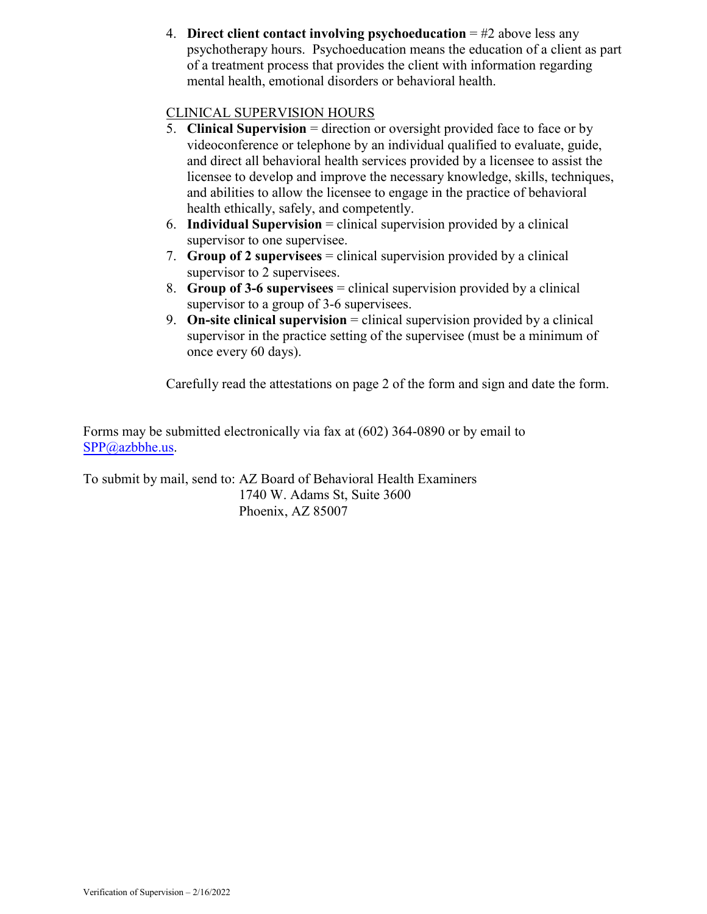4. **Direct client contact involving psychoeducation** = #2 above less any psychotherapy hours. Psychoeducation means the education of a client as part of a treatment process that provides the client with information regarding mental health, emotional disorders or behavioral health.

CLINICAL SUPERVISION HOURS

5. **Clinical Supervision** = direction or oversight provided face to face or by videoconference or telephone by an individual qualified to evaluate, guide, and direct all behavioral health services provided by a licensee to assist the licensee to develop and improve the necessary knowledge, skills, techniques, and abilities to allow the licensee to engage in the practice of behavioral health ethically, safely, and competently.
6. **Individual Supervision** = clinical supervision provided by a clinical supervisor to one supervisee.
7. **Group of 2 supervisees** = clinical supervision provided by a clinical supervisor to 2 supervisees.
8. **Group of 3-6 supervisees** = clinical supervision provided by a clinical supervisor to a group of 3-6 supervisees.
9. **On-site clinical supervision** = clinical supervision provided by a clinical supervisor in the practice setting of the supervisee (must be a minimum of once every 60 days).

Carefully read the attestations on page 2 of the form and sign and date the form.

Forms may be submitted electronically via fax at (602) 364-0890 or by email to SPP@azbbhe.us.

To submit by mail, send to: AZ Board of Behavioral Health Examiners
1740 W. Adams St, Suite 3600
Phoenix, AZ 85007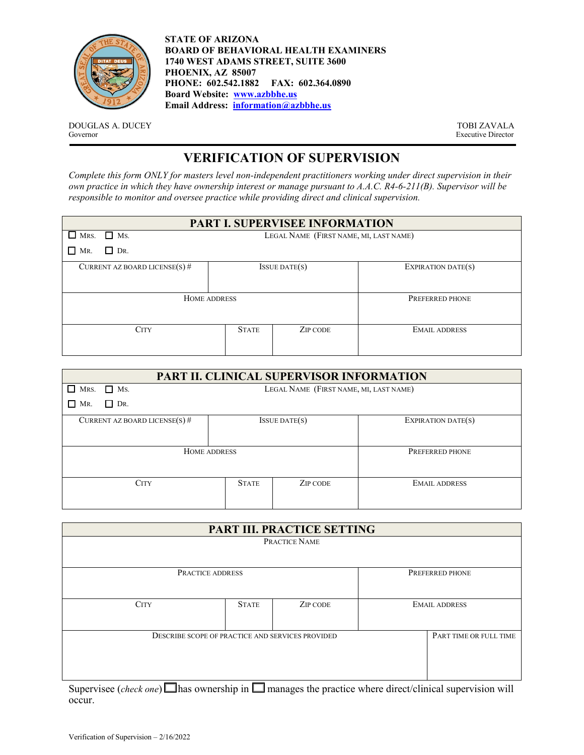**STATE OF ARIZONA**
**BOARD OF BEHAVIORAL HEALTH EXAMINERS**
**1740 WEST ADAMS STREET, SUITE 3600**
**PHOENIX, AZ 85007**
**PHONE: 602.542.1882 FAX: 602.364.0890**
**Board Website: www.azbbhe.us**
**Email Address: information@azbbhe.us**

DOUGLAS A. DUCEY
Governor

TOBI ZAVALA
Executive Director

# VERIFICATION OF SUPERVISION

*Complete this form ONLY for masters level non-independent practitioners working under direct supervision in their own practice in which they have ownership interest or manage pursuant to A.A.C. R4-6-211(B). Supervisor will be responsible to monitor and oversee practice while providing direct and clinical supervision.*

## PART I. SUPERVISEE INFORMATION

| ☐ Mrs. ☐ Ms. ☐ Mr. ☐ Dr. | Legal Name (First name, MI, Last name) | | |
|---|---|---|---|
| Current AZ Board License(s) # | Issue Date(s) | | Expiration Date(s) |
| | | | |
| Home Address | | | Preferred Phone |
| | | | |
| City | State | Zip Code | Email Address |
| | | | |

## PART II. CLINICAL SUPERVISOR INFORMATION

| ☐ Mrs. ☐ Ms. ☐ Mr. ☐ Dr. | Legal Name (First name, MI, Last name) | | |
|---|---|---|---|
| Current AZ Board License(s) # | Issue Date(s) | | Expiration Date(s) |
| | | | |
| Home Address | | | Preferred Phone |
| | | | |
| City | State | Zip Code | Email Address |
| | | | |

## PART III. PRACTICE SETTING

| Practice Name | | | |
|---|---|---|---|
| | | | |
| Practice Address | | | Preferred Phone |
| | | | |
| City | State | Zip Code | Email Address |
| | | | |
| Describe scope of practice and services provided | | | Part time or full time |
| | | | |

Supervisee (*check one*) ☐ has ownership in ☐ manages the practice where direct/clinical supervision will occur.

Verification of Supervision – 2/16/2022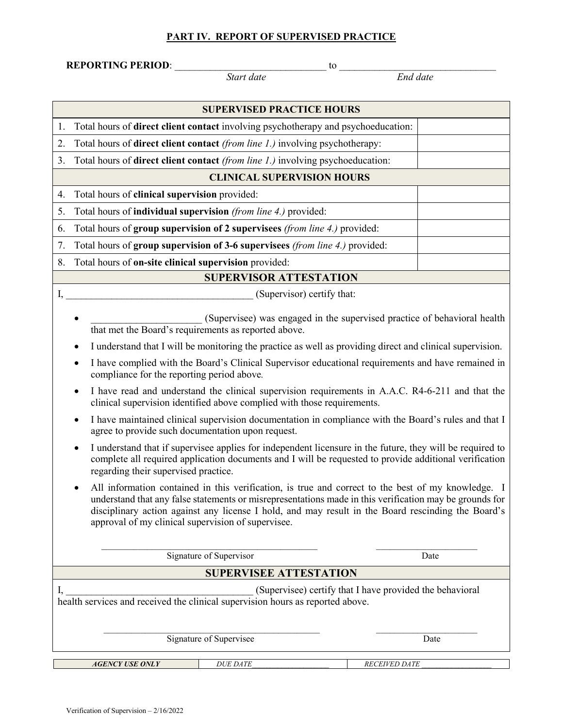## PART IV. REPORT OF SUPERVISED PRACTICE

**REPORTING PERIOD**: ______________________________ to ______________________________
*Start date* *End date*

| SUPERVISED PRACTICE HOURS | |
|---|---|
| 1. Total hours of **direct client contact** involving psychotherapy and psychoeducation: | |
| 2. Total hours of **direct client contact** *(from line 1.)* involving psychotherapy: | |
| 3. Total hours of **direct client contact** *(from line 1.)* involving psychoeducation: | |
| **CLINICAL SUPERVISION HOURS** | |
| 4. Total hours of **clinical supervision** provided: | |
| 5. Total hours of **individual supervision** *(from line 4.)* provided: | |
| 6. Total hours of **group supervision of 2 supervisees** *(from line 4.)* provided: | |
| 7. Total hours of **group supervision of 3-6 supervisees** *(from line 4.)* provided: | |
| 8. Total hours of **on-site clinical supervision** provided: | |

### SUPERVISOR ATTESTATION

I, ______________________________________ (Supervisor) certify that:

- ______________________ (Supervisee) was engaged in the supervised practice of behavioral health that met the Board's requirements as reported above.
- I understand that I will be monitoring the practice as well as providing direct and clinical supervision.
- I have complied with the Board's Clinical Supervisor educational requirements and have remained in compliance for the reporting period above.
- I have read and understand the clinical supervision requirements in A.A.C. R4-6-211 and that the clinical supervision identified above complied with those requirements.
- I have maintained clinical supervision documentation in compliance with the Board's rules and that I agree to provide such documentation upon request.
- I understand that if supervisee applies for independent licensure in the future, they will be required to complete all required application documents and I will be requested to provide additional verification regarding their supervised practice.
- All information contained in this verification, is true and correct to the best of my knowledge. I understand that any false statements or misrepresentations made in this verification may be grounds for disciplinary action against any license I hold, and may result in the Board rescinding the Board's approval of my clinical supervision of supervisee.

______________________________________ ______________________
Signature of Supervisor Date

### SUPERVISEE ATTESTATION

I, ______________________________________ (Supervisee) certify that I have provided the behavioral health services and received the clinical supervision hours as reported above.

______________________________________ ______________________
Signature of Supervisee Date

| | | |
|---|---|---|
| ***AGENCY USE ONLY*** | *DUE DATE*____________________ | *RECEIVED DATE* ___________________ |

Verification of Supervision – 2/16/2022